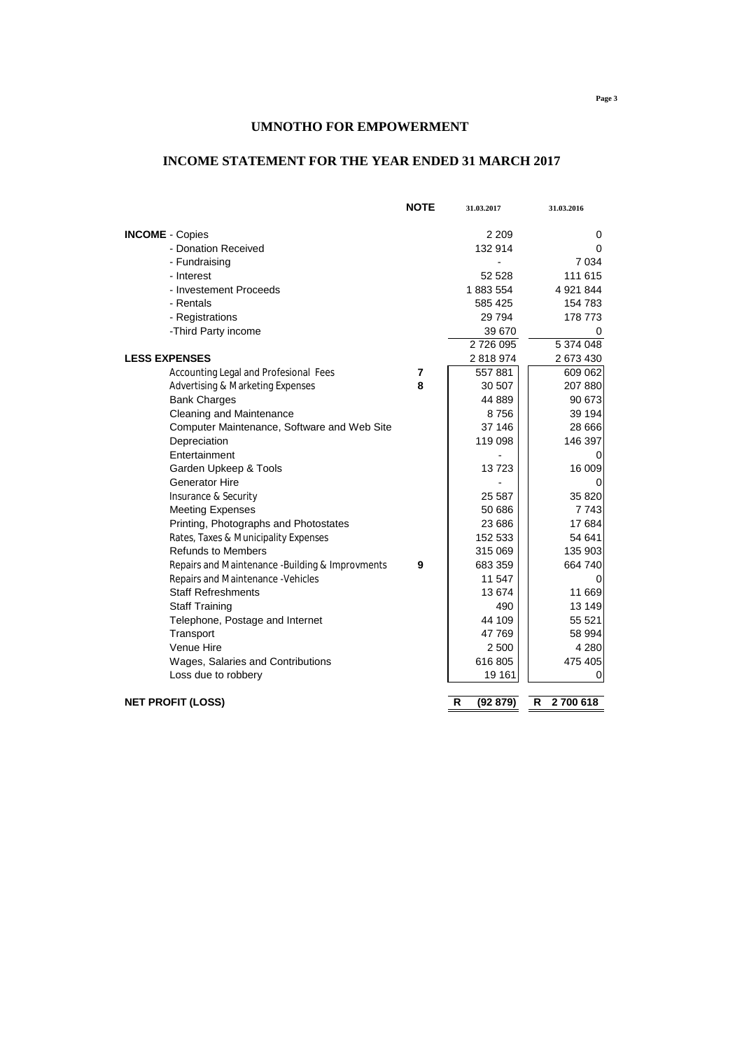# UMNOTHO FOR EMPOWERMENT

## INCOME STATEMENT FOR THE YEAR ENDED 31 MARCH 2017

| | NOTE | 31.03.2017 | 31.03.2016 |
|---|---|---|---|
| **INCOME** - Copies | | 2 209 | 0 |
| - Donation Received | | 132 914 | 0 |
| - Fundraising | | - | 7 034 |
| - Interest | | 52 528 | 111 615 |
| - Investement Proceeds | | 1 883 554 | 4 921 844 |
| - Rentals | | 585 425 | 154 783 |
| - Registrations | | 29 794 | 178 773 |
| -Third Party income | | 39 670 | 0 |
| | | 2 726 095 | 5 374 048 |
| **LESS EXPENSES** | | 2 818 974 | 2 673 430 |
| Accounting Legal and Profesional Fees | 7 | 557 881 | 609 062 |
| Advertising & Marketing Expenses | 8 | 30 507 | 207 880 |
| Bank Charges | | 44 889 | 90 673 |
| Cleaning and Maintenance | | 8 756 | 39 194 |
| Computer Maintenance, Software and Web Site | | 37 146 | 28 666 |
| Depreciation | | 119 098 | 146 397 |
| Entertainment | | - | 0 |
| Garden Upkeep & Tools | | 13 723 | 16 009 |
| Generator Hire | | - | 0 |
| Insurance & Security | | 25 587 | 35 820 |
| Meeting Expenses | | 50 686 | 7 743 |
| Printing, Photographs and Photostates | | 23 686 | 17 684 |
| Rates, Taxes & Municipality Expenses | | 152 533 | 54 641 |
| Refunds to Members | | 315 069 | 135 903 |
| Repairs and Maintenance -Building & Improvments | 9 | 683 359 | 664 740 |
| Repairs and Maintenance -Vehicles | | 11 547 | 0 |
| Staff Refreshments | | 13 674 | 11 669 |
| Staff Training | | 490 | 13 149 |
| Telephone, Postage and Internet | | 44 109 | 55 521 |
| Transport | | 47 769 | 58 994 |
| Venue Hire | | 2 500 | 4 280 |
| Wages, Salaries and Contributions | | 616 805 | 475 405 |
| Loss due to robbery | | 19 161 | 0 |
| **NET PROFIT (LOSS)** | | **R (92 879)** | **R 2 700 618** |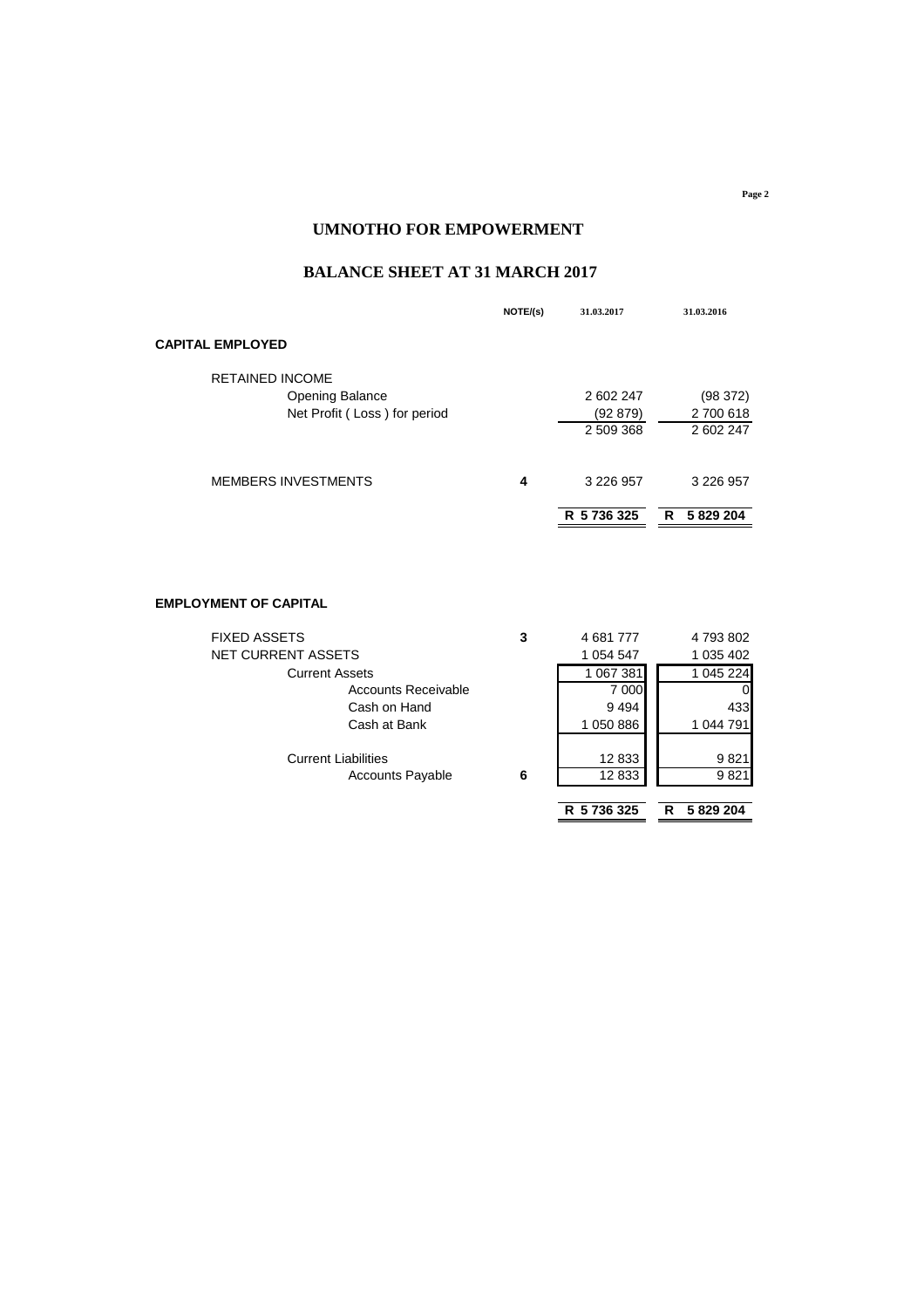# UMNOTHO FOR EMPOWERMENT

## BALANCE SHEET AT 31 MARCH 2017

| | NOTE/(s) | 31.03.2017 | 31.03.2016 |
|---|---|---|---|
| **CAPITAL EMPLOYED** | | | |
| RETAINED INCOME | | | |
| Opening Balance | | 2 602 247 | (98 372) |
| Net Profit ( Loss ) for period | | (92 879) | 2 700 618 |
| | | 2 509 368 | 2 602 247 |
| MEMBERS INVESTMENTS | 4 | 3 226 957 | 3 226 957 |
| | | **R 5 736 325** | **R 5 829 204** |
| **EMPLOYMENT OF CAPITAL** | | | |
| FIXED ASSETS | 3 | 4 681 777 | 4 793 802 |
| NET CURRENT ASSETS | | 1 054 547 | 1 035 402 |
| Current Assets | | 1 067 381 | 1 045 224 |
| Accounts Receivable | | 7 000 | 0 |
| Cash on Hand | | 9 494 | 433 |
| Cash at Bank | | 1 050 886 | 1 044 791 |
| Current Liabilities | | 12 833 | 9 821 |
| Accounts Payable | 6 | 12 833 | 9 821 |
| | | **R 5 736 325** | **R 5 829 204** |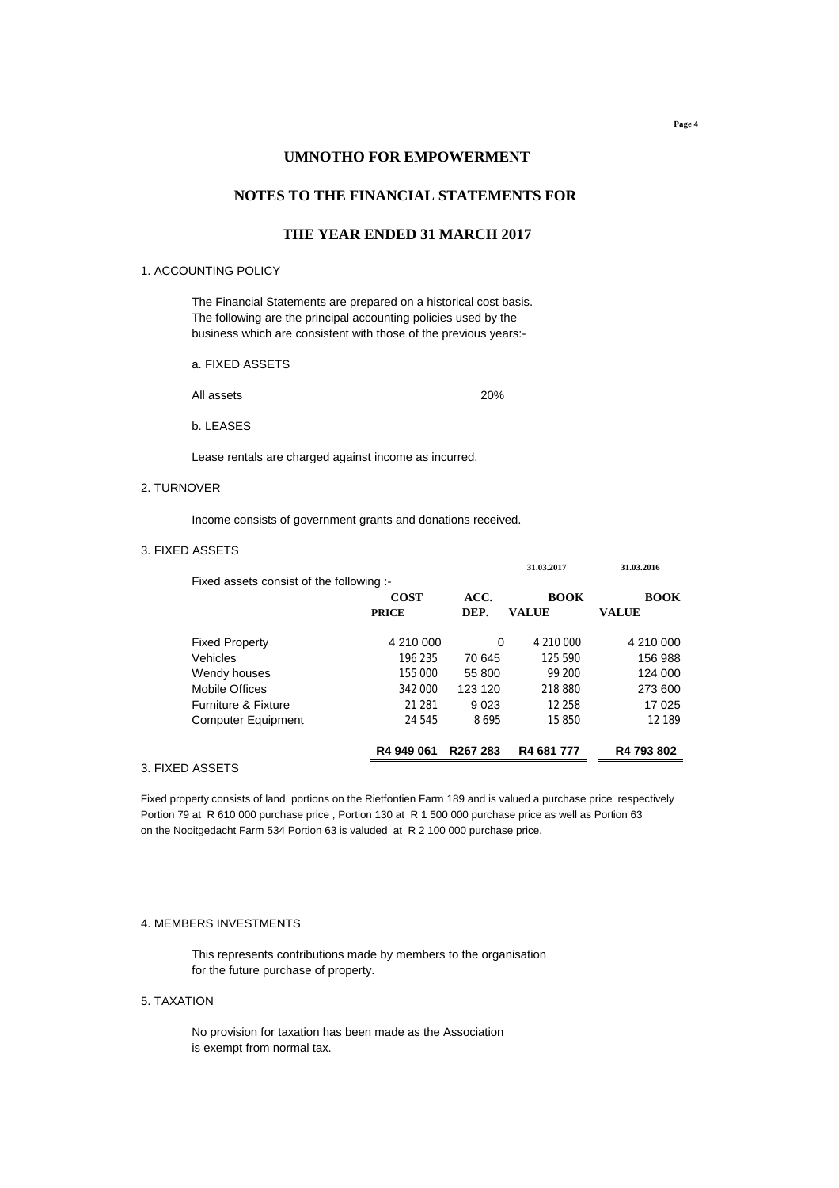# UMNOTHO FOR EMPOWERMENT

## NOTES TO THE FINANCIAL STATEMENTS FOR

## THE YEAR ENDED 31 MARCH 2017

1. ACCOUNTING POLICY

The Financial Statements are prepared on a historical cost basis. The following are the principal accounting policies used by the business which are consistent with those of the previous years:-

a. FIXED ASSETS

All assets 20%

b. LEASES

Lease rentals are charged against income as incurred.

2. TURNOVER

Income consists of government grants and donations received.

3. FIXED ASSETS

Fixed assets consist of the following :-

| | | | 31.03.2017 | 31.03.2016 |
|---|---|---|---|---|
| | **COST PRICE** | **ACC. DEP.** | **BOOK VALUE** | **BOOK VALUE** |
| Fixed Property | 4 210 000 | 0 | 4 210 000 | 4 210 000 |
| Vehicles | 196 235 | 70 645 | 125 590 | 156 988 |
| Wendy houses | 155 000 | 55 800 | 99 200 | 124 000 |
| Mobile Offices | 342 000 | 123 120 | 218 880 | 273 600 |
| Furniture & Fixture | 21 281 | 9 023 | 12 258 | 17 025 |
| Computer Equipment | 24 545 | 8 695 | 15 850 | 12 189 |
| | **R4 949 061** | **R267 283** | **R4 681 777** | **R4 793 802** |

3. FIXED ASSETS

Fixed property consists of land portions on the Rietfontien Farm 189 and is valued a purchase price respectively Portion 79 at R 610 000 purchase price , Portion 130 at R 1 500 000 purchase price as well as Portion 63 on the Nooitgedacht Farm 534 Portion 63 is valuded at R 2 100 000 purchase price.

4. MEMBERS INVESTMENTS

This represents contributions made by members to the organisation for the future purchase of property.

5. TAXATION

No provision for taxation has been made as the Association is exempt from normal tax.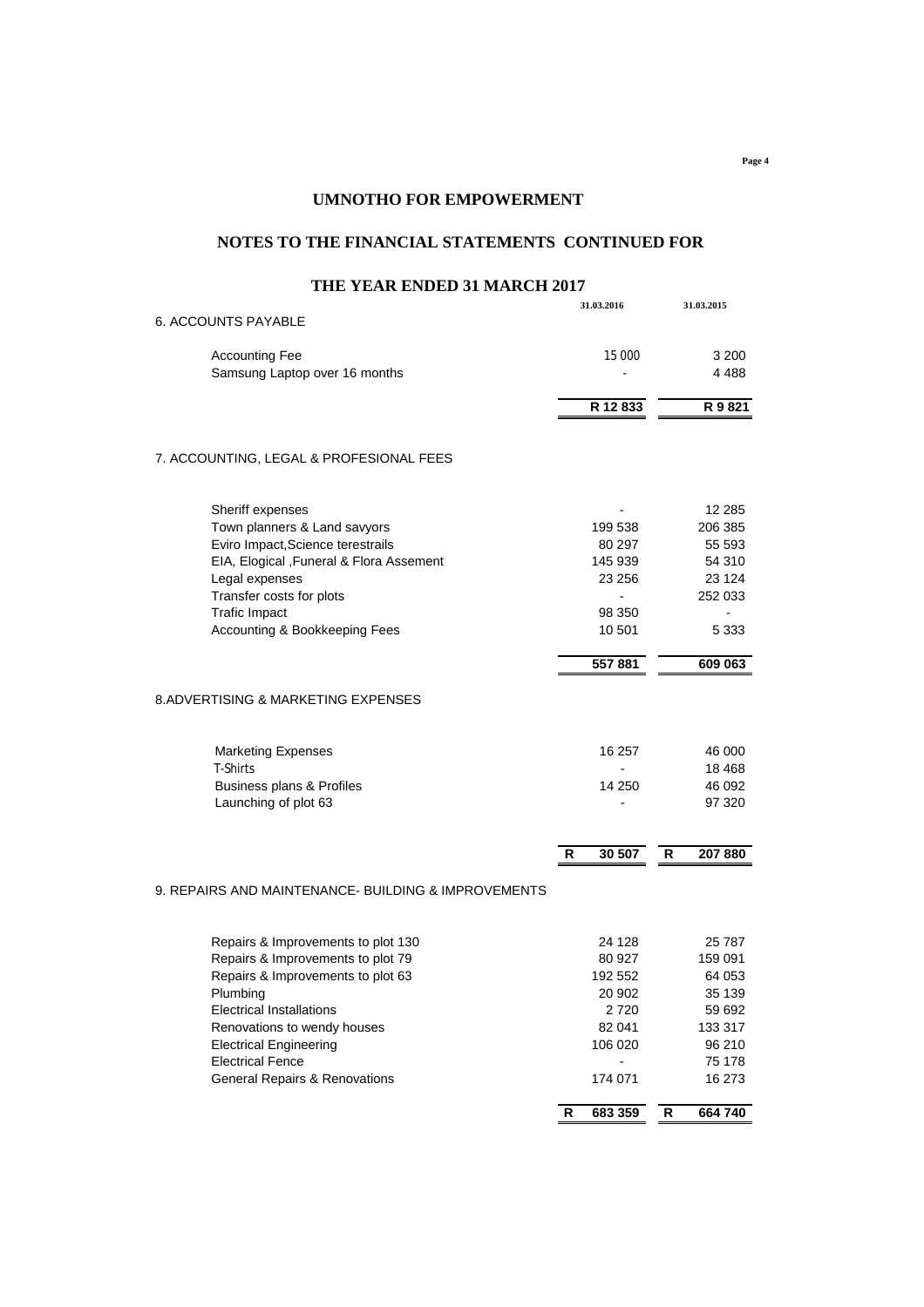# UMNOTHO FOR EMPOWERMENT

## NOTES TO THE FINANCIAL STATEMENTS CONTINUED FOR

## THE YEAR ENDED 31 MARCH 2017

| | 31.03.2016 | 31.03.2015 |
|---|---|---|
| **6. ACCOUNTS PAYABLE** | | |
| Accounting Fee | 15 000 | 3 200 |
| Samsung Laptop over 16 months | - | 4 488 |
| | **R 12 833** | **R 9 821** |

**7. ACCOUNTING, LEGAL & PROFESIONAL FEES**

| | 31.03.2016 | 31.03.2015 |
|---|---|---|
| Sheriff expenses | - | 12 285 |
| Town planners & Land savyors | 199 538 | 206 385 |
| Eviro Impact,Science terestrails | 80 297 | 55 593 |
| EIA, Elogical ,Funeral & Flora Assement | 145 939 | 54 310 |
| Legal expenses | 23 256 | 23 124 |
| Transfer costs for plots | - | 252 033 |
| Trafic Impact | 98 350 | - |
| Accounting & Bookkeeping Fees | 10 501 | 5 333 |
| | **557 881** | **609 063** |

**8.ADVERTISING & MARKETING EXPENSES**

| | 31.03.2016 | 31.03.2015 |
|---|---|---|
| Marketing Expenses | 16 257 | 46 000 |
| T-Shirts | - | 18 468 |
| Business plans & Profiles | 14 250 | 46 092 |
| Launching of plot 63 | - | 97 320 |
| | **R 30 507** | **R 207 880** |

**9. REPAIRS AND MAINTENANCE- BUILDING & IMPROVEMENTS**

| | 31.03.2016 | 31.03.2015 |
|---|---|---|
| Repairs & Improvements to plot 130 | 24 128 | 25 787 |
| Repairs & Improvements to plot 79 | 80 927 | 159 091 |
| Repairs & Improvements to plot 63 | 192 552 | 64 053 |
| Plumbing | 20 902 | 35 139 |
| Electrical Installations | 2 720 | 59 692 |
| Renovations to wendy houses | 82 041 | 133 317 |
| Electrical Engineering | 106 020 | 96 210 |
| Electrical Fence | - | 75 178 |
| General Repairs & Renovations | 174 071 | 16 273 |
| | **R 683 359** | **R 664 740** |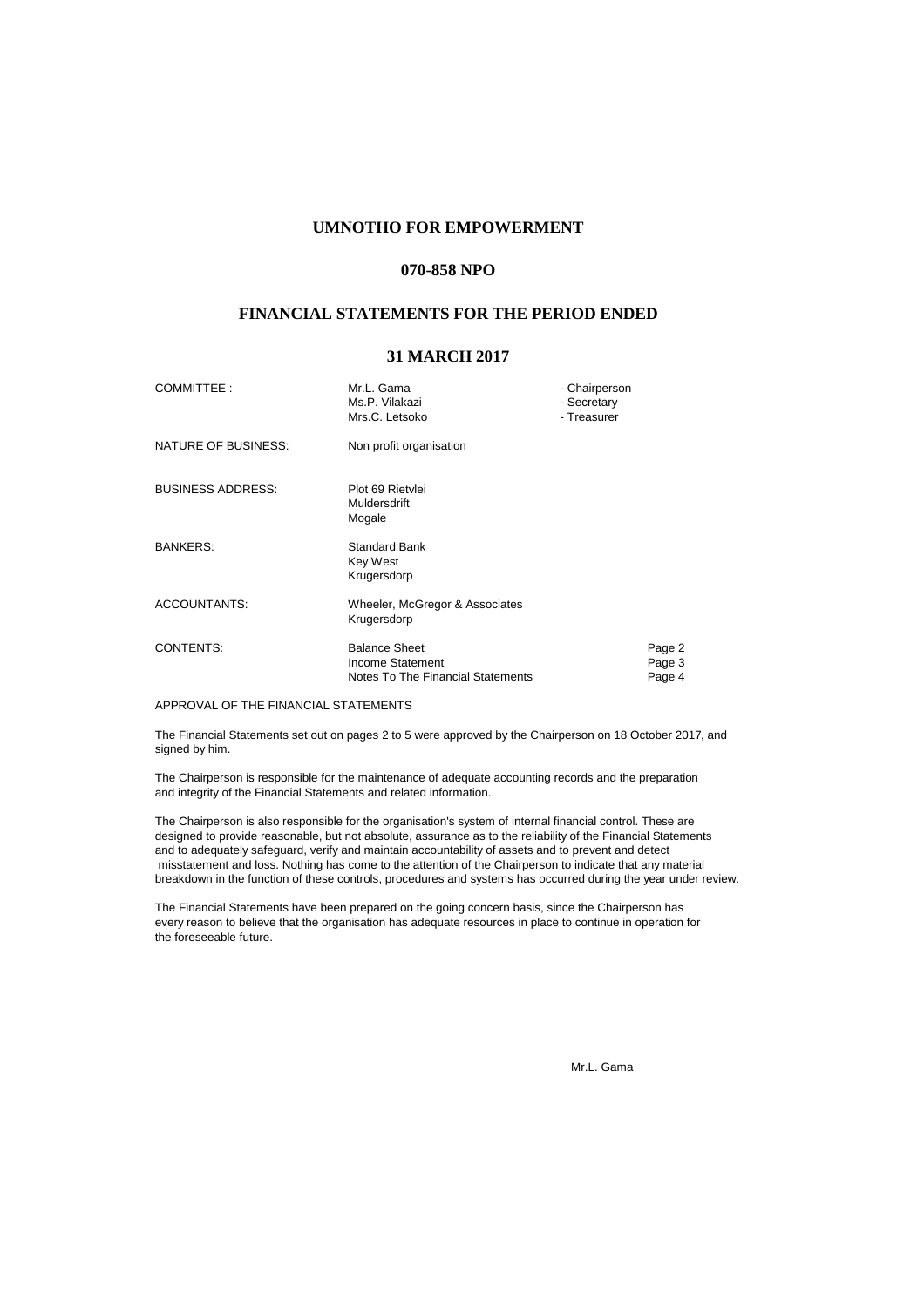# UMNOTHO FOR EMPOWERMENT

## 070-858 NPO

## FINANCIAL STATEMENTS FOR THE PERIOD ENDED

## 31 MARCH 2017

| | | | |
|---|---|---|---|
| COMMITTEE : | Mr.L. Gama<br>Ms.P. Vilakazi<br>Mrs.C. Letsoko | - Chairperson<br>- Secretary<br>- Treasurer | |
| NATURE OF BUSINESS: | Non profit organisation | | |
| BUSINESS ADDRESS: | Plot 69 Rietvlei<br>Muldersdrift<br>Mogale | | |
| BANKERS: | Standard Bank<br>Key West<br>Krugersdorp | | |
| ACCOUNTANTS: | Wheeler, McGregor & Associates<br>Krugersdorp | | |
| CONTENTS: | Balance Sheet<br>Income Statement<br>Notes To The Financial Statements | | Page 2<br>Page 3<br>Page 4 |

APPROVAL OF THE FINANCIAL STATEMENTS

The Financial Statements set out on pages 2 to 5 were approved by the Chairperson on 18 October 2017, and signed by him.

The Chairperson is responsible for the maintenance of adequate accounting records and the preparation and integrity of the Financial Statements and related information.

The Chairperson is also responsible for the organisation's system of internal financial control. These are designed to provide reasonable, but not absolute, assurance as to the reliability of the Financial Statements and to adequately safeguard, verify and maintain accountability of assets and to prevent and detect misstatement and loss. Nothing has come to the attention of the Chairperson to indicate that any material breakdown in the function of these controls, procedures and systems has occurred during the year under review.

The Financial Statements have been prepared on the going concern basis, since the Chairperson has every reason to believe that the organisation has adequate resources in place to continue in operation for the foreseeable future.

Mr.L. Gama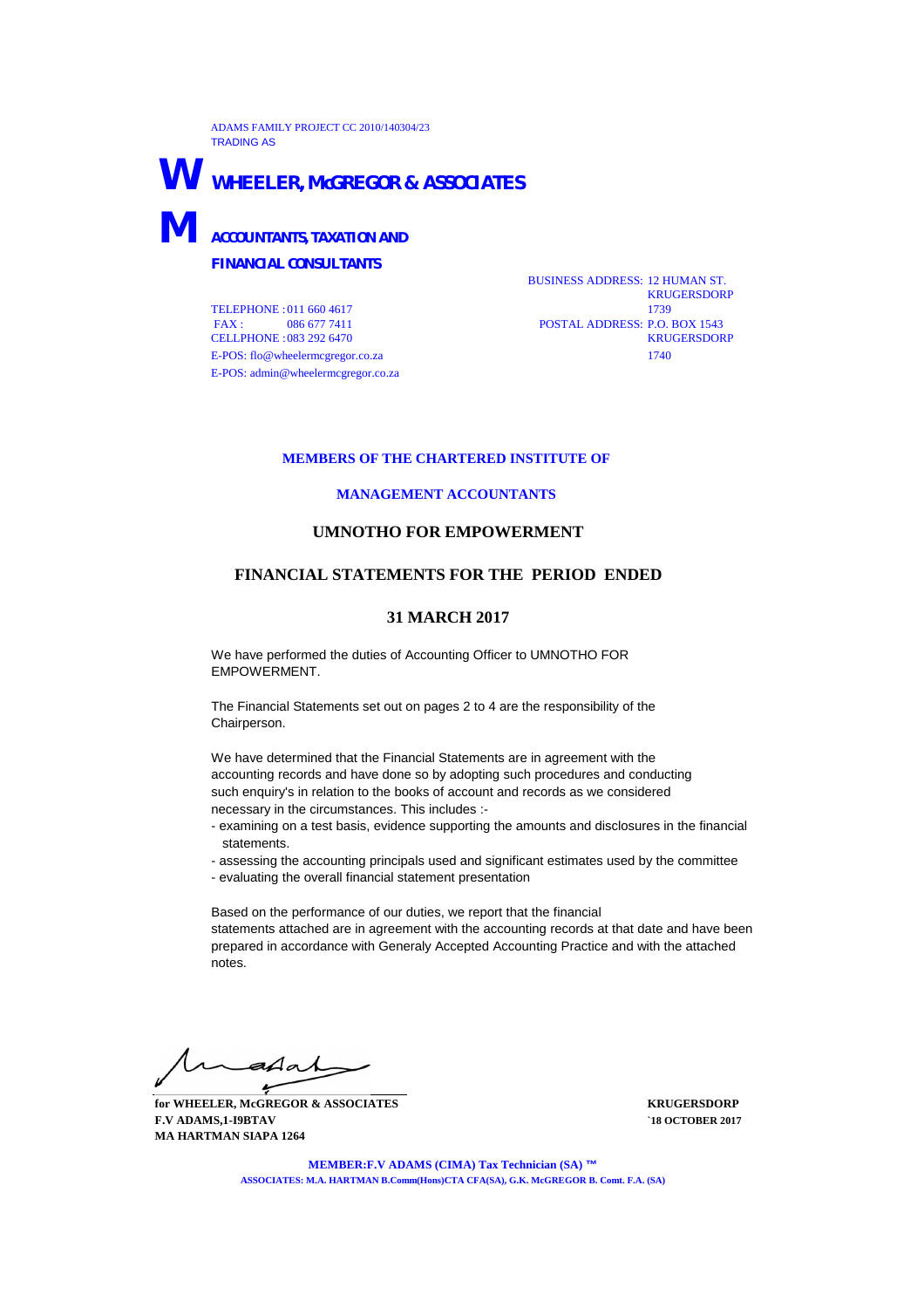ADAMS FAMILY PROJECT CC 2010/140304/23
TRADING AS

# W WHEELER, McGREGOR & ASSOCIATES

## M ACCOUNTANTS, TAXATION AND FINANCIAL CONSULTANTS

BUSINESS ADDRESS: 12 HUMAN ST.
KRUGERSDORP
1739

TELEPHONE : 011 660 4617
FAX : 086 677 7411
CELLPHONE : 083 292 6470
E-POS: flo@wheelermcgregor.co.za
E-POS: admin@wheelermcgregor.co.za

POSTAL ADDRESS: P.O. BOX 1543
KRUGERSDORP
1740

**MEMBERS OF THE CHARTERED INSTITUTE OF**

**MANAGEMENT ACCOUNTANTS**

**UMNOTHO FOR EMPOWERMENT**

**FINANCIAL STATEMENTS FOR THE PERIOD ENDED**

**31 MARCH 2017**

We have performed the duties of Accounting Officer to UMNOTHO FOR EMPOWERMENT.

The Financial Statements set out on pages 2 to 4 are the responsibility of the Chairperson.

We have determined that the Financial Statements are in agreement with the accounting records and have done so by adopting such procedures and conducting such enquiry's in relation to the books of account and records as we considered necessary in the circumstances. This includes :-

- examining on a test basis, evidence supporting the amounts and disclosures in the financial statements.
- assessing the accounting principals used and significant estimates used by the committee
- evaluating the overall financial statement presentation

Based on the performance of our duties, we report that the financial statements attached are in agreement with the accounting records at that date and have been prepared in accordance with Generaly Accepted Accounting Practice and with the attached notes.

**for WHEELER, McGREGOR & ASSOCIATES**
**F.V ADAMS,1-I9BTAV**
**MA HARTMAN SIAPA 1264**

**KRUGERSDORP**
**`18 OCTOBER 2017**

**MEMBER:F.V ADAMS (CIMA) Tax Technician (SA) ™**
**ASSOCIATES: M.A. HARTMAN B.Comm(Hons)CTA CFA(SA), G.K. McGREGOR B. Comt. F.A. (SA)**